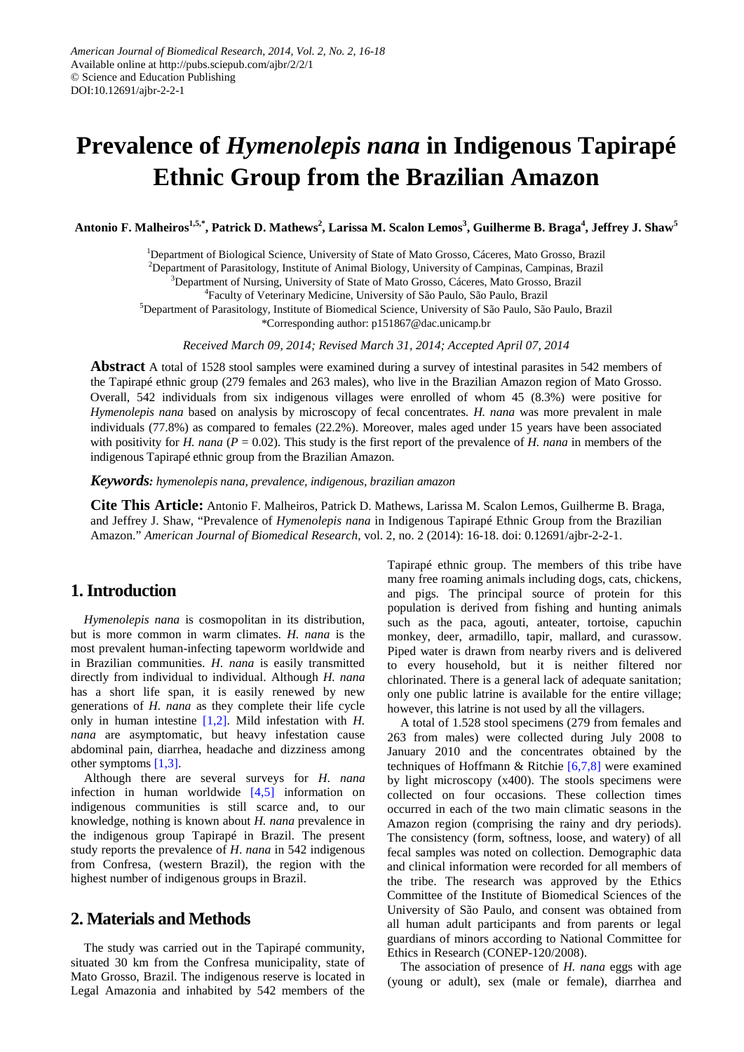American Journal of Biomedical Research, 2014, Vol. 2, No. 2, 16-18
Available online at http://pubs.sciepub.com/ajbr/2/2/1
© Science and Education Publishing
DOI:10.12691/ajbr-2-2-1

# Prevalence of *Hymenolepis nana* in Indigenous Tapirapé Ethnic Group from the Brazilian Amazon

**Antonio F. Malheiros[1,5,*], Patrick D. Mathews[2], Larissa M. Scalon Lemos[3], Guilherme B. Braga[4], Jeffrey J. Shaw[5]**

[1]Department of Biological Science, University of State of Mato Grosso, Cáceres, Mato Grosso, Brazil
[2]Department of Parasitology, Institute of Animal Biology, University of Campinas, Campinas, Brazil
[3]Department of Nursing, University of State of Mato Grosso, Cáceres, Mato Grosso, Brazil
[4]Faculty of Veterinary Medicine, University of São Paulo, São Paulo, Brazil
[5]Department of Parasitology, Institute of Biomedical Science, University of São Paulo, São Paulo, Brazil
*Corresponding author: p151867@dac.unicamp.br

*Received March 09, 2014; Revised March 31, 2014; Accepted April 07, 2014*

**Abstract** A total of 1528 stool samples were examined during a survey of intestinal parasites in 542 members of the Tapirapé ethnic group (279 females and 263 males), who live in the Brazilian Amazon region of Mato Grosso. Overall, 542 individuals from six indigenous villages were enrolled of whom 45 (8.3%) were positive for *Hymenolepis nana* based on analysis by microscopy of fecal concentrates. *H. nana* was more prevalent in male individuals (77.8%) as compared to females (22.2%). Moreover, males aged under 15 years have been associated with positivity for *H. nana* ($P = 0.02$). This study is the first report of the prevalence of *H. nana* in members of the indigenous Tapirapé ethnic group from the Brazilian Amazon.

***Keywords:*** *hymenolepis nana, prevalence, indigenous, brazilian amazon*

**Cite This Article:** Antonio F. Malheiros, Patrick D. Mathews, Larissa M. Scalon Lemos, Guilherme B. Braga, and Jeffrey J. Shaw, "Prevalence of *Hymenolepis nana* in Indigenous Tapirapé Ethnic Group from the Brazilian Amazon." *American Journal of Biomedical Research*, vol. 2, no. 2 (2014): 16-18. doi: 0.12691/ajbr-2-2-1.

## 1. Introduction

*Hymenolepis nana* is cosmopolitan in its distribution, but is more common in warm climates. *H. nana* is the most prevalent human-infecting tapeworm worldwide and in Brazilian communities. *H. nana* is easily transmitted directly from individual to individual. Although *H. nana* has a short life span, it is easily renewed by new generations of *H. nana* as they complete their life cycle only in human intestine [1,2]. Mild infestation with *H. nana* are asymptomatic, but heavy infestation cause abdominal pain, diarrhea, headache and dizziness among other symptoms [1,3].

Although there are several surveys for *H. nana* infection in human worldwide [4,5] information on indigenous communities is still scarce and, to our knowledge, nothing is known about *H. nana* prevalence in the indigenous group Tapirapé in Brazil. The present study reports the prevalence of *H. nana* in 542 indigenous from Confresa, (western Brazil), the region with the highest number of indigenous groups in Brazil.

## 2. Materials and Methods

The study was carried out in the Tapirapé community, situated 30 km from the Confresa municipality, state of Mato Grosso, Brazil. The indigenous reserve is located in Legal Amazonia and inhabited by 542 members of the Tapirapé ethnic group. The members of this tribe have many free roaming animals including dogs, cats, chickens, and pigs. The principal source of protein for this population is derived from fishing and hunting animals such as the paca, agouti, anteater, tortoise, capuchin monkey, deer, armadillo, tapir, mallard, and curassow. Piped water is drawn from nearby rivers and is delivered to every household, but it is neither filtered nor chlorinated. There is a general lack of adequate sanitation; only one public latrine is available for the entire village; however, this latrine is not used by all the villagers.

A total of 1.528 stool specimens (279 from females and 263 from males) were collected during July 2008 to January 2010 and the concentrates obtained by the techniques of Hoffmann & Ritchie [6,7,8] were examined by light microscopy (x400). The stools specimens were collected on four occasions. These collection times occurred in each of the two main climatic seasons in the Amazon region (comprising the rainy and dry periods). The consistency (form, softness, loose, and watery) of all fecal samples was noted on collection. Demographic data and clinical information were recorded for all members of the tribe. The research was approved by the Ethics Committee of the Institute of Biomedical Sciences of the University of São Paulo, and consent was obtained from all human adult participants and from parents or legal guardians of minors according to National Committee for Ethics in Research (CONEP-120/2008).

The association of presence of *H. nana* eggs with age (young or adult), sex (male or female), diarrhea and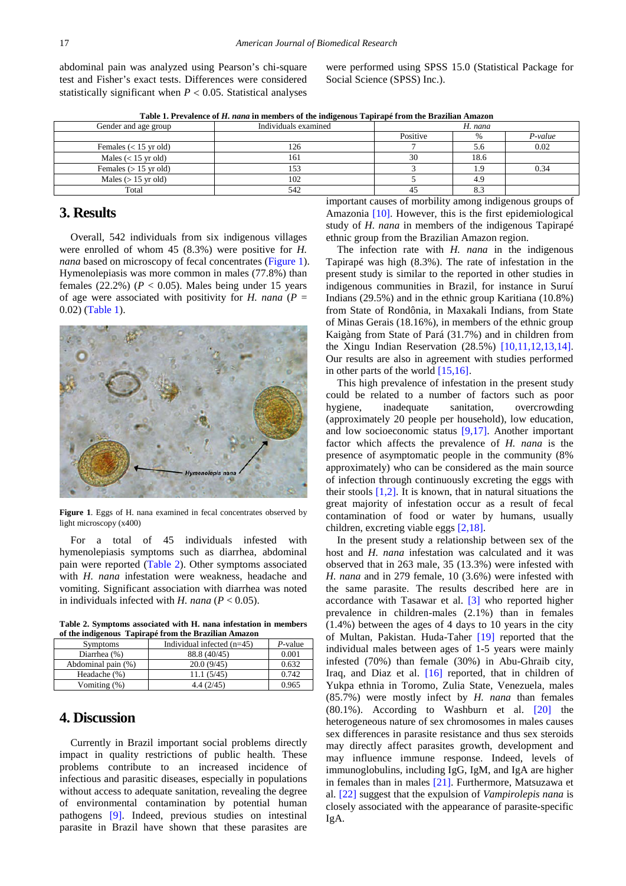abdominal pain was analyzed using Pearson's chi-square test and Fisher's exact tests. Differences were considered statistically significant when $P < 0.05$. Statistical analyses were performed using SPSS 15.0 (Statistical Package for Social Science (SPSS) Inc.).

**Table 1. Prevalence of *H. nana* in members of the indigenous Tapirapé from the Brazilian Amazon**

| Gender and age group | Individuals examined | *H. nana* | | |
|---|---|---|---|---|
| | | Positive | % | *P-value* |
| Females (< 15 yr old) | 126 | 7 | 5.6 | 0.02 |
| Males (< 15 yr old) | 161 | 30 | 18.6 | |
| Females (> 15 yr old) | 153 | 3 | 1.9 | 0.34 |
| Males (> 15 yr old) | 102 | 5 | 4.9 | |
| Total | 542 | 45 | 8.3 | |

## 3. Results

Overall, 542 individuals from six indigenous villages were enrolled of whom 45 (8.3%) were positive for *H. nana* based on microscopy of fecal concentrates (Figure 1). Hymenolepiasis was more common in males (77.8%) than females (22.2%) ($P < 0.05$). Males being under 15 years of age were associated with positivity for *H. nana* ($P = 0.02$) (Table 1).

**Figure 1**. Eggs of H. nana examined in fecal concentrates observed by light microscopy (x400)

For a total of 45 individuals infested with hymenolepiasis symptoms such as diarrhea, abdominal pain were reported (Table 2). Other symptoms associated with *H. nana* infestation were weakness, headache and vomiting. Significant association with diarrhea was noted in individuals infected with *H. nana* ($P < 0.05$).

**Table 2. Symptoms associated with H. nana infestation in members of the indigenous Tapirapé from the Brazilian Amazon**

| Symptoms | Individual infected (n=45) | *P*-value |
|---|---|---|
| Diarrhea (%) | 88.8 (40/45) | 0.001 |
| Abdominal pain (%) | 20.0 (9/45) | 0.632 |
| Headache (%) | 11.1 (5/45) | 0.742 |
| Vomiting (%) | 4.4 (2/45) | 0.965 |

## 4. Discussion

Currently in Brazil important social problems directly impact in quality restrictions of public health. These problems contribute to an increased incidence of infectious and parasitic diseases, especially in populations without access to adequate sanitation, revealing the degree of environmental contamination by potential human pathogens [9]. Indeed, previous studies on intestinal parasite in Brazil have shown that these parasites are important causes of morbility among indigenous groups of Amazonia [10]. However, this is the first epidemiological study of *H. nana* in members of the indigenous Tapirapé ethnic group from the Brazilian Amazon region.

The infection rate with *H. nana* in the indigenous Tapirapé was high (8.3%). The rate of infestation in the present study is similar to the reported in other studies in indigenous communities in Brazil, for instance in Suruí Indians (29.5%) and in the ethnic group Karitiana (10.8%) from State of Rondônia, in Maxakali Indians, from State of Minas Gerais (18.16%), in members of the ethnic group Kaigàng from State of Pará (31.7%) and in children from the Xingu Indian Reservation (28.5%) [10,11,12,13,14]. Our results are also in agreement with studies performed in other parts of the world [15,16].

This high prevalence of infestation in the present study could be related to a number of factors such as poor hygiene, inadequate sanitation, overcrowding (approximately 20 people per household), low education, and low socioeconomic status [9,17]. Another important factor which affects the prevalence of *H. nana* is the presence of asymptomatic people in the community (8% approximately) who can be considered as the main source of infection through continuously excreting the eggs with their stools [1,2]. It is known, that in natural situations the great majority of infestation occur as a result of fecal contamination of food or water by humans, usually children, excreting viable eggs [2,18].

In the present study a relationship between sex of the host and *H. nana* infestation was calculated and it was observed that in 263 male, 35 (13.3%) were infested with *H. nana* and in 279 female, 10 (3.6%) were infested with the same parasite. The results described here are in accordance with Tasawar et al. [3] who reported higher prevalence in children-males (2.1%) than in females (1.4%) between the ages of 4 days to 10 years in the city of Multan, Pakistan. Huda-Taher [19] reported that the individual males between ages of 1-5 years were mainly infested (70%) than female (30%) in Abu-Ghraib city, Iraq, and Diaz et al. [16] reported, that in children of Yukpa ethnia in Toromo, Zulia State, Venezuela, males (85.7%) were mostly infect by *H. nana* than females (80.1%). According to Washburn et al. [20] the heterogeneous nature of sex chromosomes in males causes sex differences in parasite resistance and thus sex steroids may directly affect parasites growth, development and may influence immune response. Indeed, levels of immunoglobulins, including IgG, IgM, and IgA are higher in females than in males [21]. Furthermore, Matsuzawa et al. [22] suggest that the expulsion of *Vampirolepis nana* is closely associated with the appearance of parasite-specific IgA.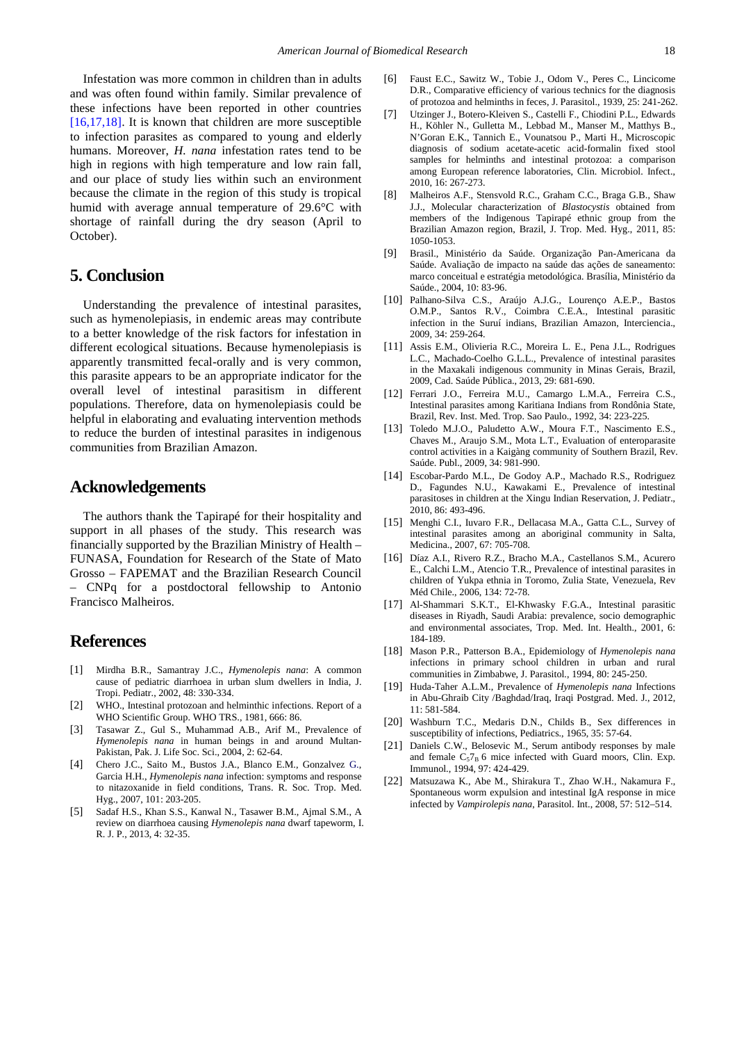Infestation was more common in children than in adults and was often found within family. Similar prevalence of these infections have been reported in other countries [16,17,18]. It is known that children are more susceptible to infection parasites as compared to young and elderly humans. Moreover, *H. nana* infestation rates tend to be high in regions with high temperature and low rain fall, and our place of study lies within such an environment because the climate in the region of this study is tropical humid with average annual temperature of 29.6°C with shortage of rainfall during the dry season (April to October).

## 5. Conclusion

Understanding the prevalence of intestinal parasites, such as hymenolepiasis, in endemic areas may contribute to a better knowledge of the risk factors for infestation in different ecological situations. Because hymenolepiasis is apparently transmitted fecal-orally and is very common, this parasite appears to be an appropriate indicator for the overall level of intestinal parasitism in different populations. Therefore, data on hymenolepiasis could be helpful in elaborating and evaluating intervention methods to reduce the burden of intestinal parasites in indigenous communities from Brazilian Amazon.

## Acknowledgements

The authors thank the Tapirapé for their hospitality and support in all phases of the study. This research was financially supported by the Brazilian Ministry of Health – FUNASA, Foundation for Research of the State of Mato Grosso – FAPEMAT and the Brazilian Research Council – CNPq for a postdoctoral fellowship to Antonio Francisco Malheiros.

## References

[1] Mirdha B.R., Samantray J.C., *Hymenolepis nana*: A common cause of pediatric diarrhoea in urban slum dwellers in India, J. Tropi. Pediatr., 2002, 48: 330-334.

[2] WHO., Intestinal protozoan and helminthic infections. Report of a WHO Scientific Group. WHO TRS., 1981, 666: 86.

[3] Tasawar Z., Gul S., Muhammad A.B., Arif M., Prevalence of *Hymenolepis nana* in human beings in and around Multan-Pakistan, Pak. J. Life Soc. Sci., 2004, 2: 62-64.

[4] Chero J.C., Saito M., Bustos J.A., Blanco E.M., Gonzalvez G., Garcia H.H., *Hymenolepis nana* infection: symptoms and response to nitazoxanide in field conditions, Trans. R. Soc. Trop. Med. Hyg., 2007, 101: 203-205.

[5] Sadaf H.S., Khan S.S., Kanwal N., Tasawer B.M., Ajmal S.M., A review on diarrhoea causing *Hymenolepis nana* dwarf tapeworm, I. R. J. P., 2013, 4: 32-35.

[6] Faust E.C., Sawitz W., Tobie J., Odom V., Peres C., Lincicome D.R., Comparative efficiency of various technics for the diagnosis of protozoa and helminths in feces, J. Parasitol., 1939, 25: 241-262.

[7] Utzinger J., Botero-Kleiven S., Castelli F., Chiodini P.L., Edwards H., Köhler N., Gulletta M., Lebbad M., Manser M., Matthys B., N'Goran E.K., Tannich E., Vounatsou P., Marti H., Microscopic diagnosis of sodium acetate-acetic acid-formalin fixed stool samples for helminths and intestinal protozoa: a comparison among European reference laboratories, Clin. Microbiol. Infect., 2010, 16: 267-273.

[8] Malheiros A.F., Stensvold R.C., Graham C.C., Braga G.B., Shaw J.J., Molecular characterization of *Blastocystis* obtained from members of the Indigenous Tapirapé ethnic group from the Brazilian Amazon region, Brazil, J. Trop. Med. Hyg., 2011, 85: 1050-1053.

[9] Brasil., Ministério da Saúde. Organização Pan-Americana da Saúde. Avaliação de impacto na saúde das ações de saneamento: marco conceitual e estratégia metodológica. Brasília, Ministério da Saúde., 2004, 10: 83-96.

[10] Palhano-Silva C.S., Araújo A.J.G., Lourenço A.E.P., Bastos O.M.P., Santos R.V., Coimbra C.E.A., Intestinal parasitic infection in the Suruí indians, Brazilian Amazon, Interciencia., 2009, 34: 259-264.

[11] Assis E.M., Olivieria R.C., Moreira L. E., Pena J.L., Rodrigues L.C., Machado-Coelho G.L.L., Prevalence of intestinal parasites in the Maxakali indigenous community in Minas Gerais, Brazil, 2009, Cad. Saúde Pública., 2013, 29: 681-690.

[12] Ferrari J.O., Ferreira M.U., Camargo L.M.A., Ferreira C.S., Intestinal parasites among Karitiana Indians from Rondônia State, Brazil, Rev. Inst. Med. Trop. Sao Paulo., 1992, 34: 223-225.

[13] Toledo M.J.O., Paludetto A.W., Moura F.T., Nascimento E.S., Chaves M., Araujo S.M., Mota L.T., Evaluation of enteroparasite control activities in a Kaigàng community of Southern Brazil, Rev. Saúde. Publ., 2009, 34: 981-990.

[14] Escobar-Pardo M.L., De Godoy A.P., Machado R.S., Rodriguez D., Fagundes N.U., Kawakami E., Prevalence of intestinal parasitoses in children at the Xingu Indian Reservation, J. Pediatr., 2010, 86: 493-496.

[15] Menghi C.I., Iuvaro F.R., Dellacasa M.A., Gatta C.L., Survey of intestinal parasites among an aboriginal community in Salta, Medicina., 2007, 67: 705-708.

[16] Díaz A.I., Rivero R.Z., Bracho M.A., Castellanos S.M., Acurero E., Calchi L.M., Atencio T.R., Prevalence of intestinal parasites in children of Yukpa ethnia in Toromo, Zulia State, Venezuela, Rev Méd Chile., 2006, 134: 72-78.

[17] Al-Shammari S.K.T., El-Khwasky F.G.A., Intestinal parasitic diseases in Riyadh, Saudi Arabia: prevalence, socio demographic and environmental associates, Trop. Med. Int. Health., 2001, 6: 184-189.

[18] Mason P.R., Patterson B.A., Epidemiology of *Hymenolepis nana* infections in primary school children in urban and rural communities in Zimbabwe, J. Parasitol., 1994, 80: 245-250.

[19] Huda-Taher A.L.M., Prevalence of *Hymenolepis nana* Infections in Abu-Ghraib City /Baghdad/Iraq, Iraqi Postgrad. Med. J., 2012, 11: 581-584.

[20] Washburn T.C., Medaris D.N., Childs B., Sex differences in susceptibility of infections, Pediatrics., 1965, 35: 57-64.

[21] Daniels C.W., Belosevic M., Serum antibody responses by male and female $C_57_B$ 6 mice infected with Guard moors, Clin. Exp. Immunol., 1994, 97: 424-429.

[22] Matsuzawa K., Abe M., Shirakura T., Zhao W.H., Nakamura F., Spontaneous worm expulsion and intestinal IgA response in mice infected by *Vampirolepis nana*, Parasitol. Int., 2008, 57: 512–514.